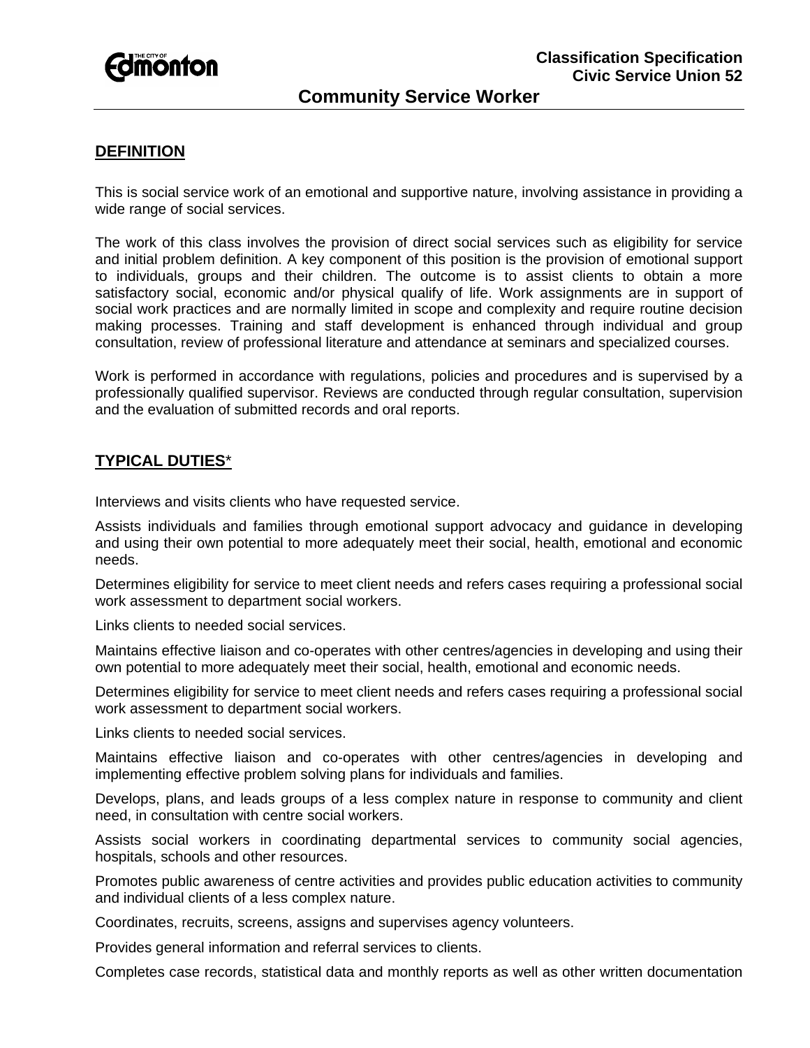Classification Specification
Civic Service Union 52

# Community Service Worker

## DEFINITION

This is social service work of an emotional and supportive nature, involving assistance in providing a wide range of social services.

The work of this class involves the provision of direct social services such as eligibility for service and initial problem definition. A key component of this position is the provision of emotional support to individuals, groups and their children. The outcome is to assist clients to obtain a more satisfactory social, economic and/or physical qualify of life. Work assignments are in support of social work practices and are normally limited in scope and complexity and require routine decision making processes. Training and staff development is enhanced through individual and group consultation, review of professional literature and attendance at seminars and specialized courses.

Work is performed in accordance with regulations, policies and procedures and is supervised by a professionally qualified supervisor. Reviews are conducted through regular consultation, supervision and the evaluation of submitted records and oral reports.

## TYPICAL DUTIES*

Interviews and visits clients who have requested service.

Assists individuals and families through emotional support advocacy and guidance in developing and using their own potential to more adequately meet their social, health, emotional and economic needs.

Determines eligibility for service to meet client needs and refers cases requiring a professional social work assessment to department social workers.

Links clients to needed social services.

Maintains effective liaison and co-operates with other centres/agencies in developing and using their own potential to more adequately meet their social, health, emotional and economic needs.

Determines eligibility for service to meet client needs and refers cases requiring a professional social work assessment to department social workers.

Links clients to needed social services.

Maintains effective liaison and co-operates with other centres/agencies in developing and implementing effective problem solving plans for individuals and families.

Develops, plans, and leads groups of a less complex nature in response to community and client need, in consultation with centre social workers.

Assists social workers in coordinating departmental services to community social agencies, hospitals, schools and other resources.

Promotes public awareness of centre activities and provides public education activities to community and individual clients of a less complex nature.

Coordinates, recruits, screens, assigns and supervises agency volunteers.

Provides general information and referral services to clients.

Completes case records, statistical data and monthly reports as well as other written documentation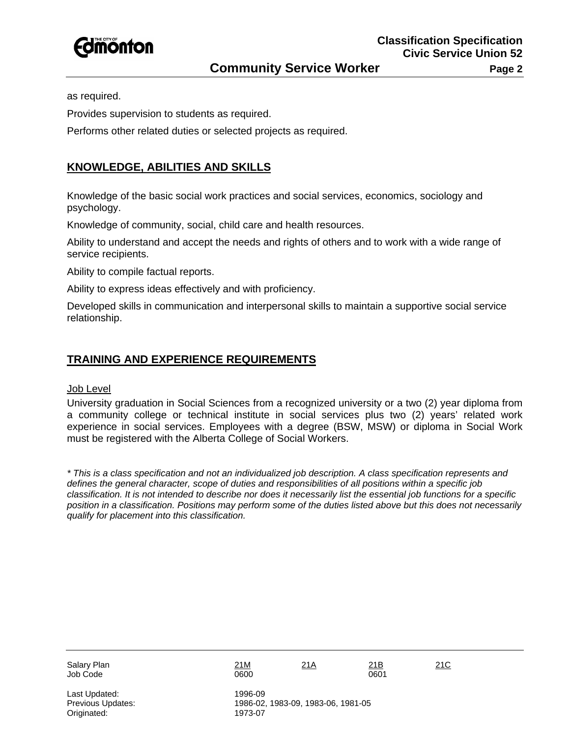as required.

Provides supervision to students as required.

Performs other related duties or selected projects as required.

## KNOWLEDGE, ABILITIES AND SKILLS

Knowledge of the basic social work practices and social services, economics, sociology and psychology.

Knowledge of community, social, child care and health resources.

Ability to understand and accept the needs and rights of others and to work with a wide range of service recipients.

Ability to compile factual reports.

Ability to express ideas effectively and with proficiency.

Developed skills in communication and interpersonal skills to maintain a supportive social service relationship.

## TRAINING AND EXPERIENCE REQUIREMENTS

Job Level

University graduation in Social Sciences from a recognized university or a two (2) year diploma from a community college or technical institute in social services plus two (2) years' related work experience in social services. Employees with a degree (BSW, MSW) or diploma in Social Work must be registered with the Alberta College of Social Workers.

*\* This is a class specification and not an individualized job description. A class specification represents and defines the general character, scope of duties and responsibilities of all positions within a specific job classification. It is not intended to describe nor does it necessarily list the essential job functions for a specific position in a classification. Positions may perform some of the duties listed above but this does not necessarily qualify for placement into this classification.*

| | | | | |
|---|---|---|---|---|
| Salary Plan | 21M | 21A | 21B | 21C |
| Job Code | 0600 | | 0601 | |

Last Updated: 1996-09
Previous Updates: 1986-02, 1983-09, 1983-06, 1981-05
Originated: 1973-07